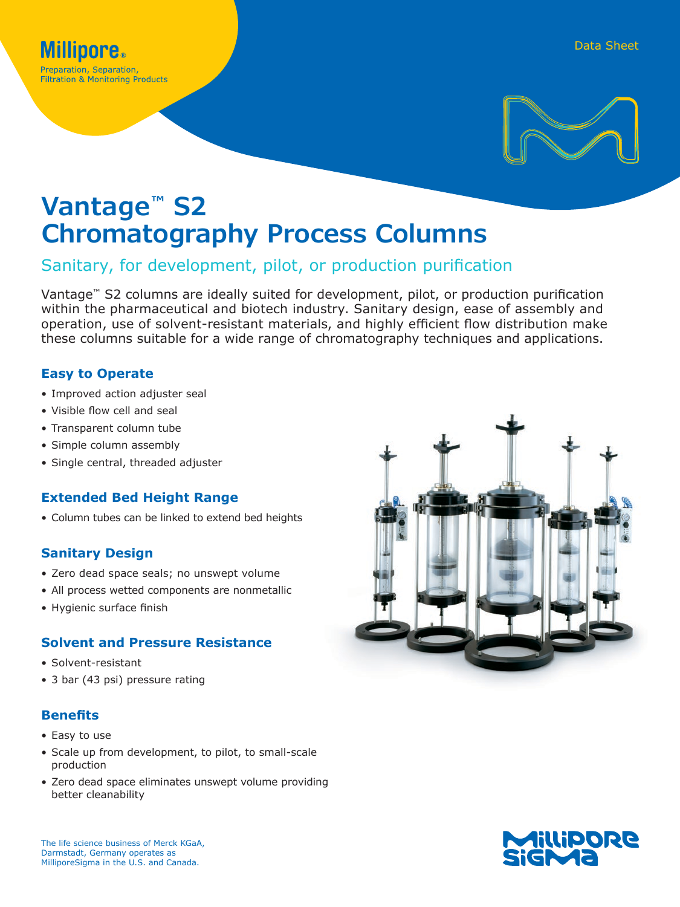Millipore®

Preparation, Separation, Filtration & Monitoring Products

Data Sheet

# Vantage™ S2 Chromatography Process Columns

## Sanitary, for development, pilot, or production purification

Vantage™ S2 columns are ideally suited for development, pilot, or production purification within the pharmaceutical and biotech industry. Sanitary design, ease of assembly and operation, use of solvent-resistant materials, and highly efficient flow distribution make these columns suitable for a wide range of chromatography techniques and applications.

### Easy to Operate

- Improved action adjuster seal
- Visible flow cell and seal
- Transparent column tube
- Simple column assembly
- Single central, threaded adjuster

### Extended Bed Height Range

- Column tubes can be linked to extend bed heights

### Sanitary Design

- Zero dead space seals; no unswept volume
- All process wetted components are nonmetallic
- Hygienic surface finish

### Solvent and Pressure Resistance

- Solvent-resistant
- 3 bar (43 psi) pressure rating

### Benefits

- Easy to use
- Scale up from development, to pilot, to small-scale production
- Zero dead space eliminates unswept volume providing better cleanability

The life science business of Merck KGaA, Darmstadt, Germany operates as MilliporeSigma in the U.S. and Canada.

MilliporeSigma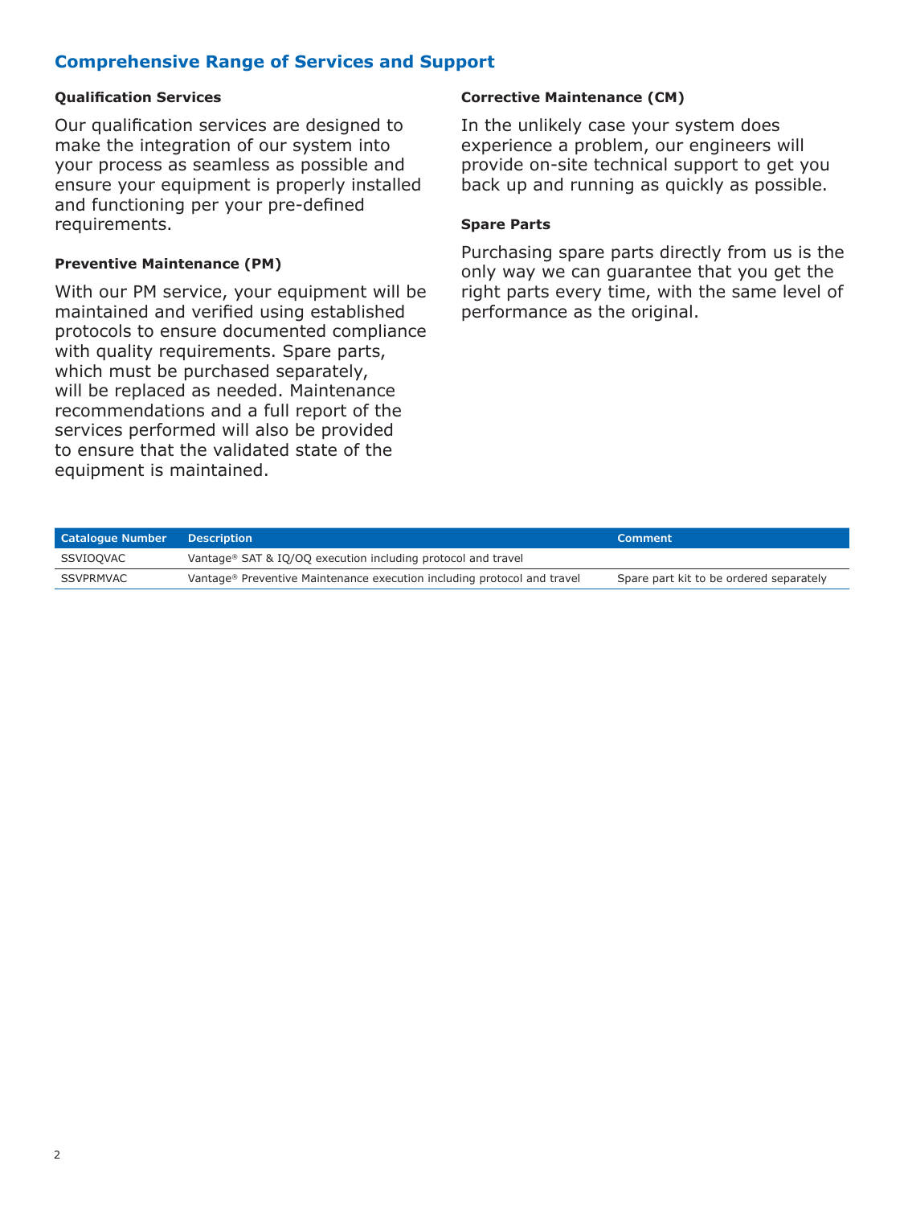## Comprehensive Range of Services and Support

### Qualification Services

Our qualification services are designed to make the integration of our system into your process as seamless as possible and ensure your equipment is properly installed and functioning per your pre-defined requirements.

### Preventive Maintenance (PM)

With our PM service, your equipment will be maintained and verified using established protocols to ensure documented compliance with quality requirements. Spare parts, which must be purchased separately, will be replaced as needed. Maintenance recommendations and a full report of the services performed will also be provided to ensure that the validated state of the equipment is maintained.

### Corrective Maintenance (CM)

In the unlikely case your system does experience a problem, our engineers will provide on-site technical support to get you back up and running as quickly as possible.

### Spare Parts

Purchasing spare parts directly from us is the only way we can guarantee that you get the right parts every time, with the same level of performance as the original.

| Catalogue Number | Description | Comment |
| --- | --- | --- |
| SSVIOQVAC | Vantage® SAT & IQ/OQ execution including protocol and travel | |
| SSVPRMVAC | Vantage® Preventive Maintenance execution including protocol and travel | Spare part kit to be ordered separately |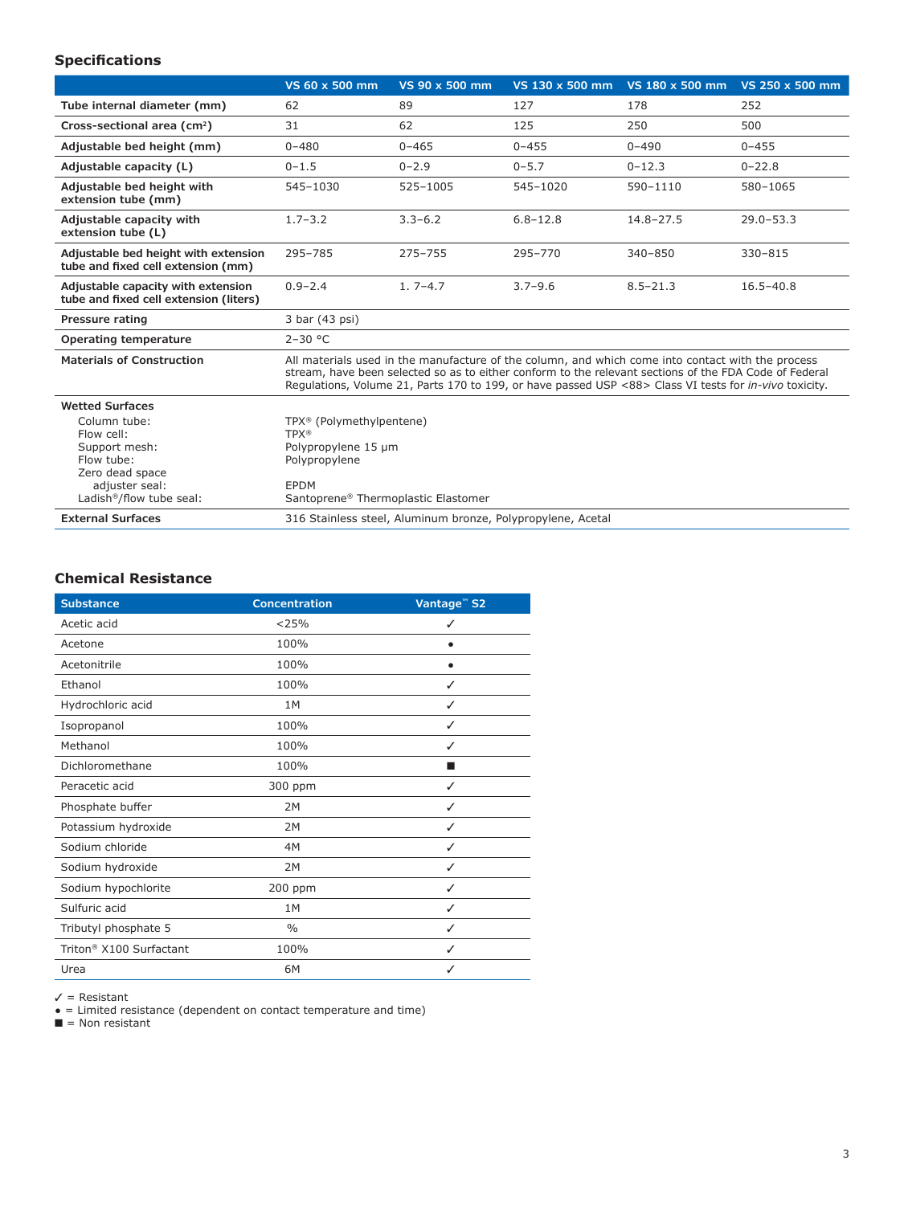## Specifications

| | VS 60 x 500 mm | VS 90 x 500 mm | VS 130 x 500 mm | VS 180 x 500 mm | VS 250 x 500 mm |
|---|---|---|---|---|---|
| **Tube internal diameter (mm)** | 62 | 89 | 127 | 178 | 252 |
| **Cross-sectional area (cm²)** | 31 | 62 | 125 | 250 | 500 |
| **Adjustable bed height (mm)** | 0–480 | 0–465 | 0–455 | 0–490 | 0–455 |
| **Adjustable capacity (L)** | 0–1.5 | 0–2.9 | 0–5.7 | 0–12.3 | 0–22.8 |
| **Adjustable bed height with extension tube (mm)** | 545–1030 | 525–1005 | 545–1020 | 590–1110 | 580–1065 |
| **Adjustable capacity with extension tube (L)** | 1.7–3.2 | 3.3–6.2 | 6.8–12.8 | 14.8–27.5 | 29.0–53.3 |
| **Adjustable bed height with extension tube and fixed cell extension (mm)** | 295–785 | 275–755 | 295–770 | 340–850 | 330–815 |
| **Adjustable capacity with extension tube and fixed cell extension (liters)** | 0.9–2.4 | 1. 7–4.7 | 3.7–9.6 | 8.5–21.3 | 16.5–40.8 |
| **Pressure rating** | 3 bar (43 psi) | | | | |
| **Operating temperature** | 2–30 °C | | | | |
| **Materials of Construction** | All materials used in the manufacture of the column, and which come into contact with the process stream, have been selected so as to either conform to the relevant sections of the FDA Code of Federal Regulations, Volume 21, Parts 170 to 199, or have passed USP <88> Class VI tests for *in-vivo* toxicity. | | | | |
| **Wetted Surfaces**<br>Column tube:<br>Flow cell:<br>Support mesh:<br>Flow tube:<br>Zero dead space adjuster seal:<br>Ladish®/flow tube seal: | <br>TPX® (Polymethylpentene)<br>TPX®<br>Polypropylene 15 µm<br>Polypropylene<br>EPDM<br>Santoprene® Thermoplastic Elastomer | | | | |
| **External Surfaces** | 316 Stainless steel, Aluminum bronze, Polypropylene, Acetal | | | | |

## Chemical Resistance

| Substance | Concentration | Vantage™ S2 |
|---|---|---|
| Acetic acid | <25% | ✓ |
| Acetone | 100% | • |
| Acetonitrile | 100% | • |
| Ethanol | 100% | ✓ |
| Hydrochloric acid | 1M | ✓ |
| Isopropanol | 100% | ✓ |
| Methanol | 100% | ✓ |
| Dichloromethane | 100% | ■ |
| Peracetic acid | 300 ppm | ✓ |
| Phosphate buffer | 2M | ✓ |
| Potassium hydroxide | 2M | ✓ |
| Sodium chloride | 4M | ✓ |
| Sodium hydroxide | 2M | ✓ |
| Sodium hypochlorite | 200 ppm | ✓ |
| Sulfuric acid | 1M | ✓ |
| Tributyl phosphate 5 | % | ✓ |
| Triton® X100 Surfactant | 100% | ✓ |
| Urea | 6M | ✓ |

✓ = Resistant
• = Limited resistance (dependent on contact temperature and time)
■ = Non resistant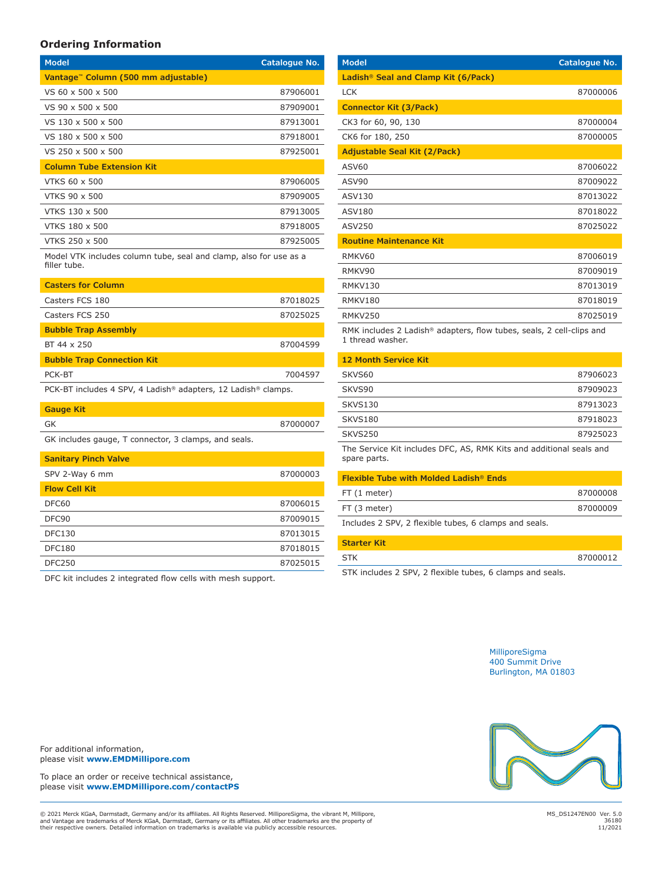## Ordering Information

| Model | Catalogue No. |
|---|---|
| **Vantage™ Column (500 mm adjustable)** | |
| VS 60 x 500 x 500 | 87906001 |
| VS 90 x 500 x 500 | 87909001 |
| VS 130 x 500 x 500 | 87913001 |
| VS 180 x 500 x 500 | 87918001 |
| VS 250 x 500 x 500 | 87925001 |
| **Column Tube Extension Kit** | |
| VTKS 60 x 500 | 87906005 |
| VTKS 90 x 500 | 87909005 |
| VTKS 130 x 500 | 87913005 |
| VTKS 180 x 500 | 87918005 |
| VTKS 250 x 500 | 87925005 |

Model VTK includes column tube, seal and clamp, also for use as a filler tube.

| Model | Catalogue No. |
|---|---|
| **Casters for Column** | |
| Casters FCS 180 | 87018025 |
| Casters FCS 250 | 87025025 |
| **Bubble Trap Assembly** | |
| BT 44 x 250 | 87004599 |
| **Bubble Trap Connection Kit** | |
| PCK-BT | 7004597 |

PCK-BT includes 4 SPV, 4 Ladish® adapters, 12 Ladish® clamps.

| Model | Catalogue No. |
|---|---|
| **Gauge Kit** | |
| GK | 87000007 |

GK includes gauge, T connector, 3 clamps, and seals.

| Model | Catalogue No. |
|---|---|
| **Sanitary Pinch Valve** | |
| SPV 2-Way 6 mm | 87000003 |
| **Flow Cell Kit** | |
| DFC60 | 87006015 |
| DFC90 | 87009015 |
| DFC130 | 87013015 |
| DFC180 | 87018015 |
| DFC250 | 87025015 |

DFC kit includes 2 integrated flow cells with mesh support.

| Model | Catalogue No. |
|---|---|
| **Ladish® Seal and Clamp Kit (6/Pack)** | |
| LCK | 87000006 |
| **Connector Kit (3/Pack)** | |
| CK3 for 60, 90, 130 | 87000004 |
| CK6 for 180, 250 | 87000005 |
| **Adjustable Seal Kit (2/Pack)** | |
| ASV60 | 87006022 |
| ASV90 | 87009022 |
| ASV130 | 87013022 |
| ASV180 | 87018022 |
| ASV250 | 87025022 |
| **Routine Maintenance Kit** | |
| RMKV60 | 87006019 |
| RMKV90 | 87009019 |
| RMKV130 | 87013019 |
| RMKV180 | 87018019 |
| RMKV250 | 87025019 |

RMK includes 2 Ladish® adapters, flow tubes, seals, 2 cell-clips and 1 thread washer.

| Model | Catalogue No. |
|---|---|
| **12 Month Service Kit** | |
| SKVS60 | 87906023 |
| SKVS90 | 87909023 |
| SKVS130 | 87913023 |
| SKVS180 | 87918023 |
| SKVS250 | 87925023 |

The Service Kit includes DFC, AS, RMK Kits and additional seals and spare parts.

| Model | Catalogue No. |
|---|---|
| **Flexible Tube with Molded Ladish® Ends** | |
| FT (1 meter) | 87000008 |
| FT (3 meter) | 87000009 |

Includes 2 SPV, 2 flexible tubes, 6 clamps and seals.

| Model | Catalogue No. |
|---|---|
| **Starter Kit** | |
| STK | 87000012 |

STK includes 2 SPV, 2 flexible tubes, 6 clamps and seals.

MilliporeSigma
400 Summit Drive
Burlington, MA 01803

For additional information,
please visit **www.EMDMillipore.com**

To place an order or receive technical assistance,
please visit **www.EMDMillipore.com/contactPS**

© 2021 Merck KGaA, Darmstadt, Germany and/or its affiliates. All Rights Reserved. MilliporeSigma, the vibrant M, Millipore, and Vantage are trademarks of Merck KGaA, Darmstadt, Germany or its affiliates. All other trademarks are the property of their respective owners. Detailed information on trademarks is available via publicly accessible resources.

MS_DS1247EN00 Ver. 5.0
36180
11/2021